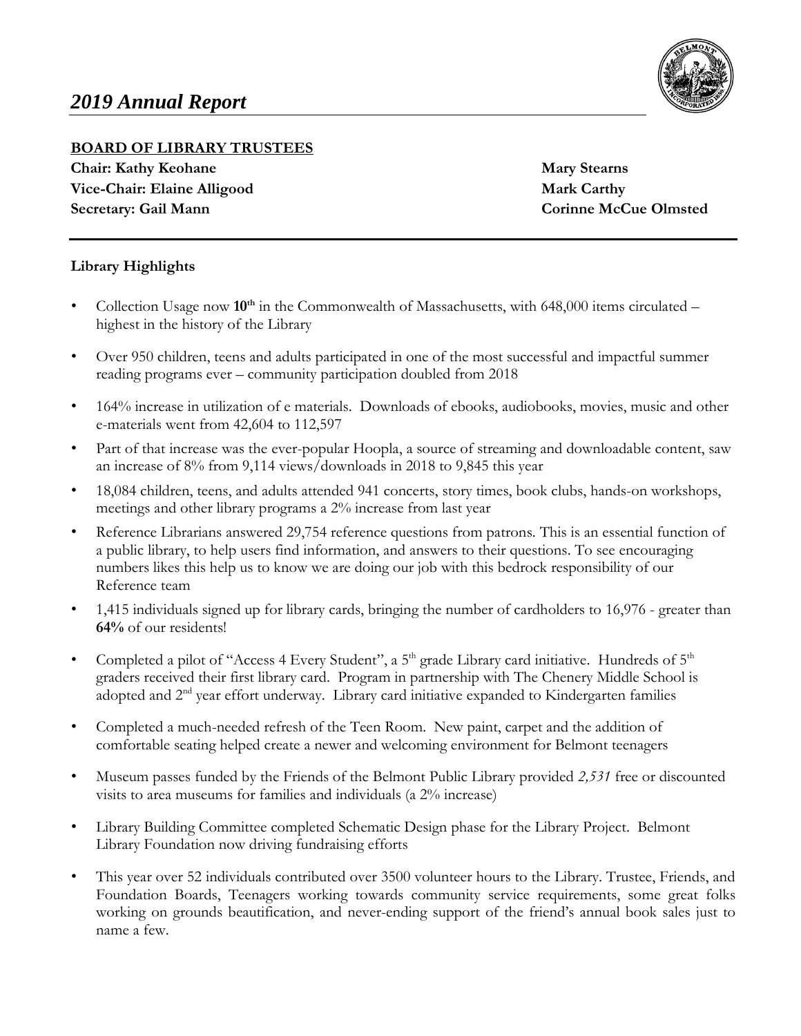# *2019 Annual Report*

**BOARD OF LIBRARY TRUSTEES**

**Chair: Kathy Keohane**
**Vice-Chair: Elaine Alligood**
**Secretary: Gail Mann**

**Mary Stearns**
**Mark Carthy**
**Corinne McCue Olmsted**

---

**Library Highlights**

- Collection Usage now **10th** in the Commonwealth of Massachusetts, with 648,000 items circulated – highest in the history of the Library
- Over 950 children, teens and adults participated in one of the most successful and impactful summer reading programs ever – community participation doubled from 2018
- 164% increase in utilization of e materials. Downloads of ebooks, audiobooks, movies, music and other e-materials went from 42,604 to 112,597
- Part of that increase was the ever-popular Hoopla, a source of streaming and downloadable content, saw an increase of 8% from 9,114 views/downloads in 2018 to 9,845 this year
- 18,084 children, teens, and adults attended 941 concerts, story times, book clubs, hands-on workshops, meetings and other library programs a 2% increase from last year
- Reference Librarians answered 29,754 reference questions from patrons. This is an essential function of a public library, to help users find information, and answers to their questions. To see encouraging numbers likes this help us to know we are doing our job with this bedrock responsibility of our Reference team
- 1,415 individuals signed up for library cards, bringing the number of cardholders to 16,976 - greater than **64%** of our residents!
- Completed a pilot of "Access 4 Every Student", a 5th grade Library card initiative. Hundreds of 5th graders received their first library card. Program in partnership with The Chenery Middle School is adopted and 2nd year effort underway. Library card initiative expanded to Kindergarten families
- Completed a much-needed refresh of the Teen Room. New paint, carpet and the addition of comfortable seating helped create a newer and welcoming environment for Belmont teenagers
- Museum passes funded by the Friends of the Belmont Public Library provided *2,531* free or discounted visits to area museums for families and individuals (a 2% increase)
- Library Building Committee completed Schematic Design phase for the Library Project. Belmont Library Foundation now driving fundraising efforts
- This year over 52 individuals contributed over 3500 volunteer hours to the Library. Trustee, Friends, and Foundation Boards, Teenagers working towards community service requirements, some great folks working on grounds beautification, and never-ending support of the friend's annual book sales just to name a few.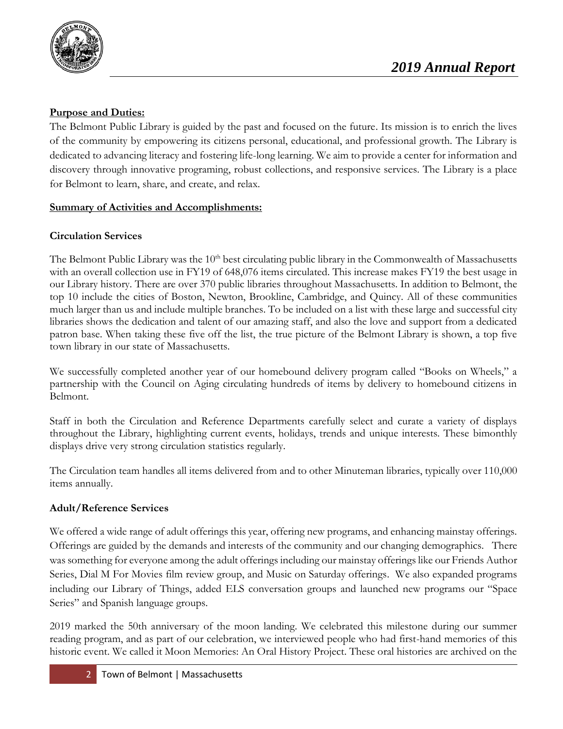## Purpose and Duties:

The Belmont Public Library is guided by the past and focused on the future. Its mission is to enrich the lives of the community by empowering its citizens personal, educational, and professional growth. The Library is dedicated to advancing literacy and fostering life-long learning. We aim to provide a center for information and discovery through innovative programing, robust collections, and responsive services. The Library is a place for Belmont to learn, share, and create, and relax.

## Summary of Activities and Accomplishments:

### Circulation Services

The Belmont Public Library was the 10th best circulating public library in the Commonwealth of Massachusetts with an overall collection use in FY19 of 648,076 items circulated. This increase makes FY19 the best usage in our Library history. There are over 370 public libraries throughout Massachusetts. In addition to Belmont, the top 10 include the cities of Boston, Newton, Brookline, Cambridge, and Quincy. All of these communities much larger than us and include multiple branches. To be included on a list with these large and successful city libraries shows the dedication and talent of our amazing staff, and also the love and support from a dedicated patron base. When taking these five off the list, the true picture of the Belmont Library is shown, a top five town library in our state of Massachusetts.

We successfully completed another year of our homebound delivery program called "Books on Wheels," a partnership with the Council on Aging circulating hundreds of items by delivery to homebound citizens in Belmont.

Staff in both the Circulation and Reference Departments carefully select and curate a variety of displays throughout the Library, highlighting current events, holidays, trends and unique interests. These bimonthly displays drive very strong circulation statistics regularly.

The Circulation team handles all items delivered from and to other Minuteman libraries, typically over 110,000 items annually.

### Adult/Reference Services

We offered a wide range of adult offerings this year, offering new programs, and enhancing mainstay offerings. Offerings are guided by the demands and interests of the community and our changing demographics. There was something for everyone among the adult offerings including our mainstay offerings like our Friends Author Series, Dial M For Movies film review group, and Music on Saturday offerings. We also expanded programs including our Library of Things, added ELS conversation groups and launched new programs our "Space Series" and Spanish language groups.

2019 marked the 50th anniversary of the moon landing. We celebrated this milestone during our summer reading program, and as part of our celebration, we interviewed people who had first-hand memories of this historic event. We called it Moon Memories: An Oral History Project. These oral histories are archived on the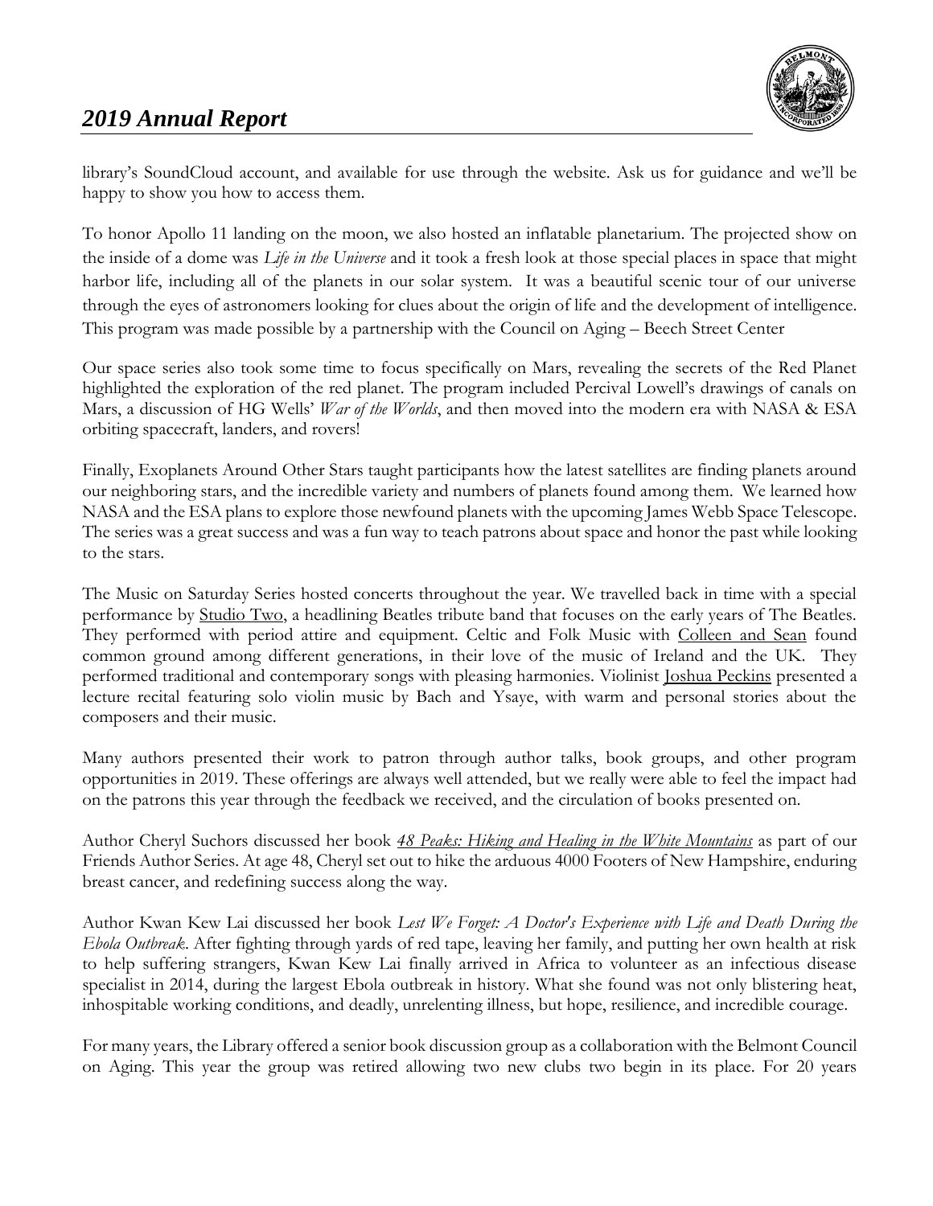library's SoundCloud account, and available for use through the website. Ask us for guidance and we'll be happy to show you how to access them.

To honor Apollo 11 landing on the moon, we also hosted an inflatable planetarium. The projected show on the inside of a dome was *Life in the Universe* and it took a fresh look at those special places in space that might harbor life, including all of the planets in our solar system. It was a beautiful scenic tour of our universe through the eyes of astronomers looking for clues about the origin of life and the development of intelligence. This program was made possible by a partnership with the Council on Aging – Beech Street Center

Our space series also took some time to focus specifically on Mars, revealing the secrets of the Red Planet highlighted the exploration of the red planet. The program included Percival Lowell's drawings of canals on Mars, a discussion of HG Wells' *War of the Worlds*, and then moved into the modern era with NASA & ESA orbiting spacecraft, landers, and rovers!

Finally, Exoplanets Around Other Stars taught participants how the latest satellites are finding planets around our neighboring stars, and the incredible variety and numbers of planets found among them. We learned how NASA and the ESA plans to explore those newfound planets with the upcoming James Webb Space Telescope. The series was a great success and was a fun way to teach patrons about space and honor the past while looking to the stars.

The Music on Saturday Series hosted concerts throughout the year. We travelled back in time with a special performance by Studio Two, a headlining Beatles tribute band that focuses on the early years of The Beatles. They performed with period attire and equipment. Celtic and Folk Music with Colleen and Sean found common ground among different generations, in their love of the music of Ireland and the UK. They performed traditional and contemporary songs with pleasing harmonies. Violinist Joshua Peckins presented a lecture recital featuring solo violin music by Bach and Ysaye, with warm and personal stories about the composers and their music.

Many authors presented their work to patron through author talks, book groups, and other program opportunities in 2019. These offerings are always well attended, but we really were able to feel the impact had on the patrons this year through the feedback we received, and the circulation of books presented on.

Author Cheryl Suchors discussed her book *48 Peaks: Hiking and Healing in the White Mountains* as part of our Friends Author Series. At age 48, Cheryl set out to hike the arduous 4000 Footers of New Hampshire, enduring breast cancer, and redefining success along the way.

Author Kwan Kew Lai discussed her book *Lest We Forget: A Doctor's Experience with Life and Death During the Ebola Outbreak*. After fighting through yards of red tape, leaving her family, and putting her own health at risk to help suffering strangers, Kwan Kew Lai finally arrived in Africa to volunteer as an infectious disease specialist in 2014, during the largest Ebola outbreak in history. What she found was not only blistering heat, inhospitable working conditions, and deadly, unrelenting illness, but hope, resilience, and incredible courage.

For many years, the Library offered a senior book discussion group as a collaboration with the Belmont Council on Aging. This year the group was retired allowing two new clubs two begin in its place. For 20 years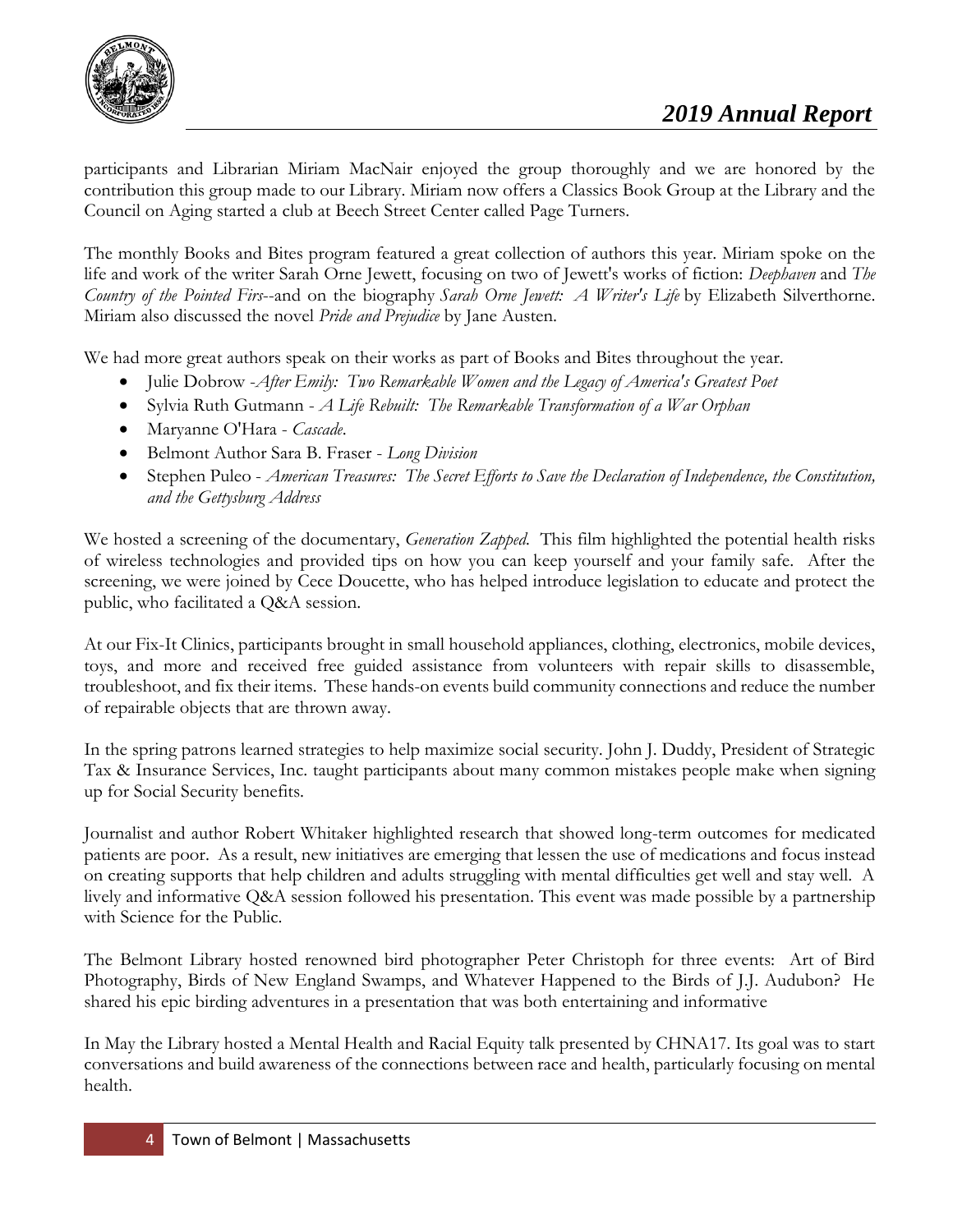participants and Librarian Miriam MacNair enjoyed the group thoroughly and we are honored by the contribution this group made to our Library. Miriam now offers a Classics Book Group at the Library and the Council on Aging started a club at Beech Street Center called Page Turners.

The monthly Books and Bites program featured a great collection of authors this year. Miriam spoke on the life and work of the writer Sarah Orne Jewett, focusing on two of Jewett's works of fiction: *Deephaven* and *The Country of the Pointed Firs*--and on the biography *Sarah Orne Jewett: A Writer's Life* by Elizabeth Silverthorne. Miriam also discussed the novel *Pride and Prejudice* by Jane Austen.

We had more great authors speak on their works as part of Books and Bites throughout the year.

- Julie Dobrow -*After Emily: Two Remarkable Women and the Legacy of America's Greatest Poet*
- Sylvia Ruth Gutmann - *A Life Rebuilt: The Remarkable Transformation of a War Orphan*
- Maryanne O'Hara - *Cascade*.
- Belmont Author Sara B. Fraser - *Long Division*
- Stephen Puleo - *American Treasures: The Secret Efforts to Save the Declaration of Independence, the Constitution, and the Gettysburg Address*

We hosted a screening of the documentary, *Generation Zapped.* This film highlighted the potential health risks of wireless technologies and provided tips on how you can keep yourself and your family safe. After the screening, we were joined by Cece Doucette, who has helped introduce legislation to educate and protect the public, who facilitated a Q&A session.

At our Fix-It Clinics, participants brought in small household appliances, clothing, electronics, mobile devices, toys, and more and received free guided assistance from volunteers with repair skills to disassemble, troubleshoot, and fix their items. These hands-on events build community connections and reduce the number of repairable objects that are thrown away.

In the spring patrons learned strategies to help maximize social security. John J. Duddy, President of Strategic Tax & Insurance Services, Inc. taught participants about many common mistakes people make when signing up for Social Security benefits.

Journalist and author Robert Whitaker highlighted research that showed long-term outcomes for medicated patients are poor. As a result, new initiatives are emerging that lessen the use of medications and focus instead on creating supports that help children and adults struggling with mental difficulties get well and stay well. A lively and informative Q&A session followed his presentation. This event was made possible by a partnership with Science for the Public.

The Belmont Library hosted renowned bird photographer Peter Christoph for three events: Art of Bird Photography, Birds of New England Swamps, and Whatever Happened to the Birds of J.J. Audubon? He shared his epic birding adventures in a presentation that was both entertaining and informative

In May the Library hosted a Mental Health and Racial Equity talk presented by CHNA17. Its goal was to start conversations and build awareness of the connections between race and health, particularly focusing on mental health.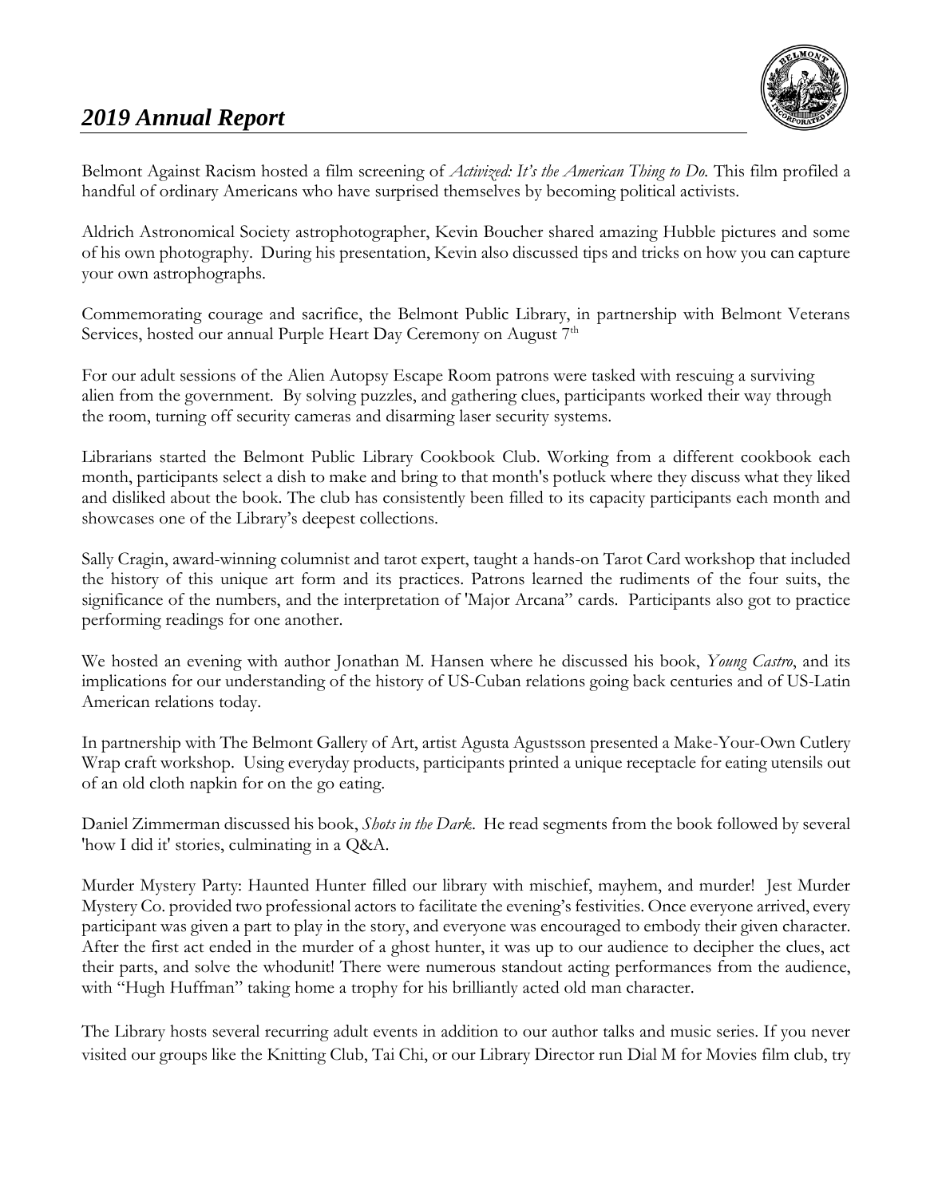Belmont Against Racism hosted a film screening of *Activized: It's the American Thing to Do.* This film profiled a handful of ordinary Americans who have surprised themselves by becoming political activists.

Aldrich Astronomical Society astrophotographer, Kevin Boucher shared amazing Hubble pictures and some of his own photography. During his presentation, Kevin also discussed tips and tricks on how you can capture your own astrophographs.

Commemorating courage and sacrifice, the Belmont Public Library, in partnership with Belmont Veterans Services, hosted our annual Purple Heart Day Ceremony on August 7th

For our adult sessions of the Alien Autopsy Escape Room patrons were tasked with rescuing a surviving alien from the government. By solving puzzles, and gathering clues, participants worked their way through the room, turning off security cameras and disarming laser security systems.

Librarians started the Belmont Public Library Cookbook Club. Working from a different cookbook each month, participants select a dish to make and bring to that month's potluck where they discuss what they liked and disliked about the book. The club has consistently been filled to its capacity participants each month and showcases one of the Library's deepest collections.

Sally Cragin, award-winning columnist and tarot expert, taught a hands-on Tarot Card workshop that included the history of this unique art form and its practices. Patrons learned the rudiments of the four suits, the significance of the numbers, and the interpretation of 'Major Arcana" cards. Participants also got to practice performing readings for one another.

We hosted an evening with author Jonathan M. Hansen where he discussed his book, *Young Castro*, and its implications for our understanding of the history of US-Cuban relations going back centuries and of US-Latin American relations today.

In partnership with The Belmont Gallery of Art, artist Agusta Agustsson presented a Make-Your-Own Cutlery Wrap craft workshop. Using everyday products, participants printed a unique receptacle for eating utensils out of an old cloth napkin for on the go eating.

Daniel Zimmerman discussed his book, *Shots in the Dark*. He read segments from the book followed by several 'how I did it' stories, culminating in a Q&A.

Murder Mystery Party: Haunted Hunter filled our library with mischief, mayhem, and murder! Jest Murder Mystery Co. provided two professional actors to facilitate the evening's festivities. Once everyone arrived, every participant was given a part to play in the story, and everyone was encouraged to embody their given character. After the first act ended in the murder of a ghost hunter, it was up to our audience to decipher the clues, act their parts, and solve the whodunit! There were numerous standout acting performances from the audience, with "Hugh Huffman" taking home a trophy for his brilliantly acted old man character.

The Library hosts several recurring adult events in addition to our author talks and music series. If you never visited our groups like the Knitting Club, Tai Chi, or our Library Director run Dial M for Movies film club, try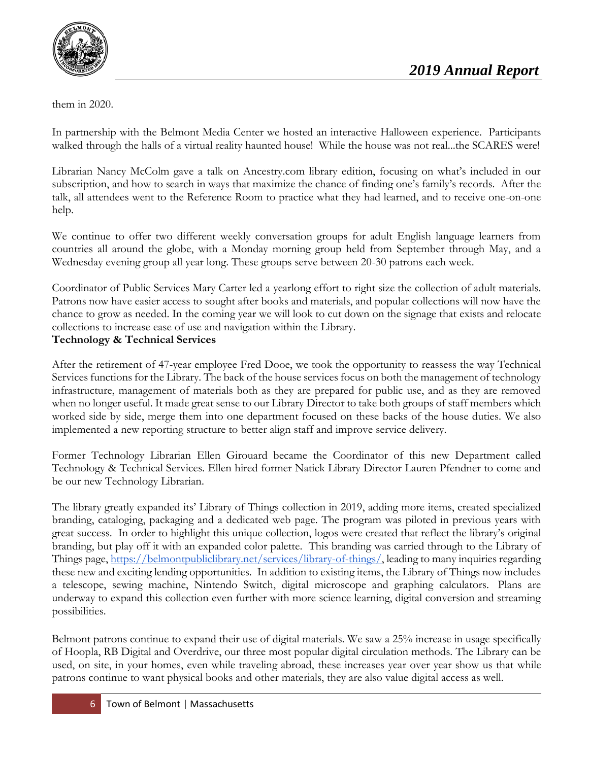them in 2020.

In partnership with the Belmont Media Center we hosted an interactive Halloween experience. Participants walked through the halls of a virtual reality haunted house! While the house was not real...the SCARES were!

Librarian Nancy McColm gave a talk on Ancestry.com library edition, focusing on what's included in our subscription, and how to search in ways that maximize the chance of finding one's family's records. After the talk, all attendees went to the Reference Room to practice what they had learned, and to receive one-on-one help.

We continue to offer two different weekly conversation groups for adult English language learners from countries all around the globe, with a Monday morning group held from September through May, and a Wednesday evening group all year long. These groups serve between 20-30 patrons each week.

Coordinator of Public Services Mary Carter led a yearlong effort to right size the collection of adult materials. Patrons now have easier access to sought after books and materials, and popular collections will now have the chance to grow as needed. In the coming year we will look to cut down on the signage that exists and relocate collections to increase ease of use and navigation within the Library.

**Technology & Technical Services**

After the retirement of 47-year employee Fred Dooe, we took the opportunity to reassess the way Technical Services functions for the Library. The back of the house services focus on both the management of technology infrastructure, management of materials both as they are prepared for public use, and as they are removed when no longer useful. It made great sense to our Library Director to take both groups of staff members which worked side by side, merge them into one department focused on these backs of the house duties. We also implemented a new reporting structure to better align staff and improve service delivery.

Former Technology Librarian Ellen Girouard became the Coordinator of this new Department called Technology & Technical Services. Ellen hired former Natick Library Director Lauren Pfendner to come and be our new Technology Librarian.

The library greatly expanded its' Library of Things collection in 2019, adding more items, created specialized branding, cataloging, packaging and a dedicated web page. The program was piloted in previous years with great success. In order to highlight this unique collection, logos were created that reflect the library's original branding, but play off it with an expanded color palette. This branding was carried through to the Library of Things page, [https://belmontpubliclibrary.net/services/library-of-things/](https://belmontpubliclibrary.net/services/library-of-things/), leading to many inquiries regarding these new and exciting lending opportunities. In addition to existing items, the Library of Things now includes a telescope, sewing machine, Nintendo Switch, digital microscope and graphing calculators. Plans are underway to expand this collection even further with more science learning, digital conversion and streaming possibilities.

Belmont patrons continue to expand their use of digital materials. We saw a 25% increase in usage specifically of Hoopla, RB Digital and Overdrive, our three most popular digital circulation methods. The Library can be used, on site, in your homes, even while traveling abroad, these increases year over year show us that while patrons continue to want physical books and other materials, they are also value digital access as well.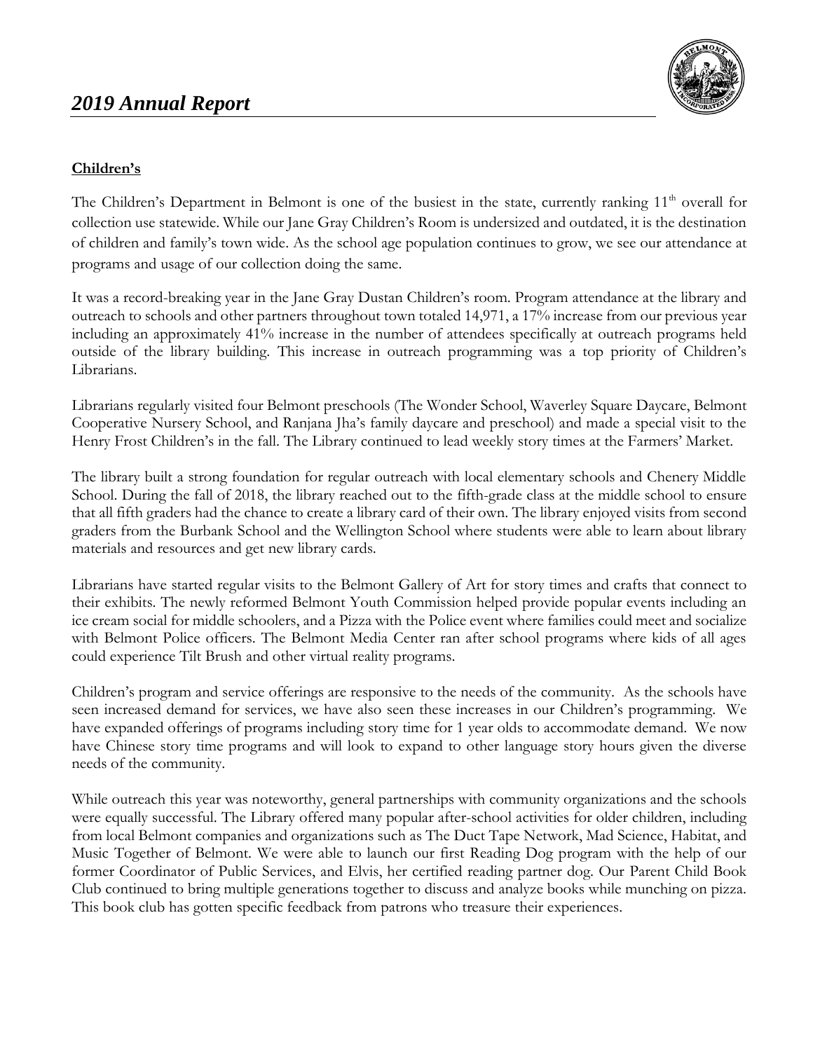## Children's

The Children's Department in Belmont is one of the busiest in the state, currently ranking 11th overall for collection use statewide. While our Jane Gray Children's Room is undersized and outdated, it is the destination of children and family's town wide. As the school age population continues to grow, we see our attendance at programs and usage of our collection doing the same.

It was a record-breaking year in the Jane Gray Dustan Children's room. Program attendance at the library and outreach to schools and other partners throughout town totaled 14,971, a 17% increase from our previous year including an approximately 41% increase in the number of attendees specifically at outreach programs held outside of the library building. This increase in outreach programming was a top priority of Children's Librarians.

Librarians regularly visited four Belmont preschools (The Wonder School, Waverley Square Daycare, Belmont Cooperative Nursery School, and Ranjana Jha's family daycare and preschool) and made a special visit to the Henry Frost Children's in the fall. The Library continued to lead weekly story times at the Farmers' Market.

The library built a strong foundation for regular outreach with local elementary schools and Chenery Middle School. During the fall of 2018, the library reached out to the fifth-grade class at the middle school to ensure that all fifth graders had the chance to create a library card of their own. The library enjoyed visits from second graders from the Burbank School and the Wellington School where students were able to learn about library materials and resources and get new library cards.

Librarians have started regular visits to the Belmont Gallery of Art for story times and crafts that connect to their exhibits. The newly reformed Belmont Youth Commission helped provide popular events including an ice cream social for middle schoolers, and a Pizza with the Police event where families could meet and socialize with Belmont Police officers. The Belmont Media Center ran after school programs where kids of all ages could experience Tilt Brush and other virtual reality programs.

Children's program and service offerings are responsive to the needs of the community. As the schools have seen increased demand for services, we have also seen these increases in our Children's programming. We have expanded offerings of programs including story time for 1 year olds to accommodate demand. We now have Chinese story time programs and will look to expand to other language story hours given the diverse needs of the community.

While outreach this year was noteworthy, general partnerships with community organizations and the schools were equally successful. The Library offered many popular after-school activities for older children, including from local Belmont companies and organizations such as The Duct Tape Network, Mad Science, Habitat, and Music Together of Belmont. We were able to launch our first Reading Dog program with the help of our former Coordinator of Public Services, and Elvis, her certified reading partner dog. Our Parent Child Book Club continued to bring multiple generations together to discuss and analyze books while munching on pizza. This book club has gotten specific feedback from patrons who treasure their experiences.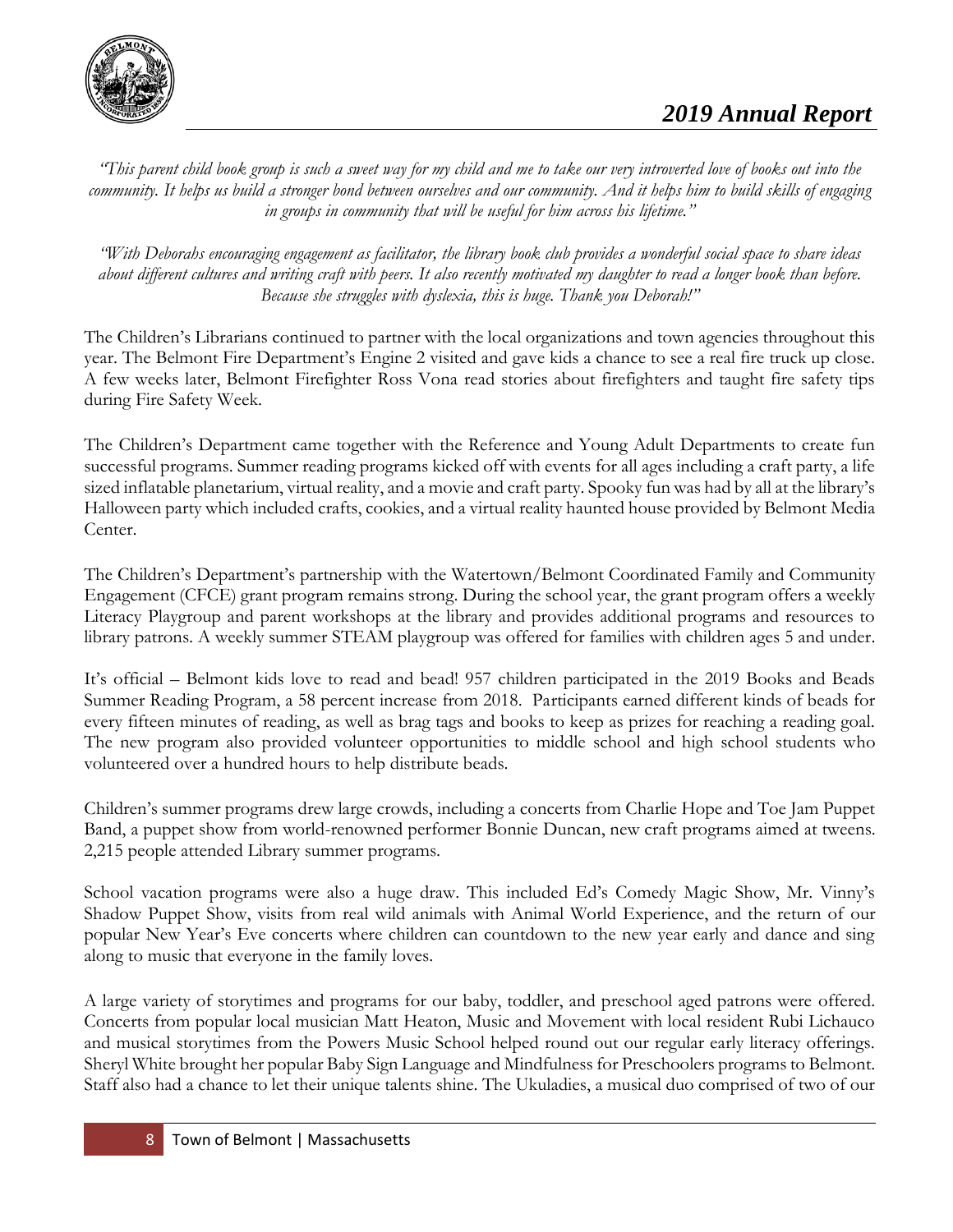*"This parent child book group is such a sweet way for my child and me to take our very introverted love of books out into the community. It helps us build a stronger bond between ourselves and our community. And it helps him to build skills of engaging in groups in community that will be useful for him across his lifetime."*

*"With Deborahs encouraging engagement as facilitator, the library book club provides a wonderful social space to share ideas about different cultures and writing craft with peers. It also recently motivated my daughter to read a longer book than before. Because she struggles with dyslexia, this is huge. Thank you Deborah!"*

The Children's Librarians continued to partner with the local organizations and town agencies throughout this year. The Belmont Fire Department's Engine 2 visited and gave kids a chance to see a real fire truck up close. A few weeks later, Belmont Firefighter Ross Vona read stories about firefighters and taught fire safety tips during Fire Safety Week.

The Children's Department came together with the Reference and Young Adult Departments to create fun successful programs. Summer reading programs kicked off with events for all ages including a craft party, a life sized inflatable planetarium, virtual reality, and a movie and craft party. Spooky fun was had by all at the library's Halloween party which included crafts, cookies, and a virtual reality haunted house provided by Belmont Media Center.

The Children's Department's partnership with the Watertown/Belmont Coordinated Family and Community Engagement (CFCE) grant program remains strong. During the school year, the grant program offers a weekly Literacy Playgroup and parent workshops at the library and provides additional programs and resources to library patrons. A weekly summer STEAM playgroup was offered for families with children ages 5 and under.

It's official – Belmont kids love to read and bead! 957 children participated in the 2019 Books and Beads Summer Reading Program, a 58 percent increase from 2018. Participants earned different kinds of beads for every fifteen minutes of reading, as well as brag tags and books to keep as prizes for reaching a reading goal. The new program also provided volunteer opportunities to middle school and high school students who volunteered over a hundred hours to help distribute beads.

Children's summer programs drew large crowds, including a concerts from Charlie Hope and Toe Jam Puppet Band, a puppet show from world-renowned performer Bonnie Duncan, new craft programs aimed at tweens. 2,215 people attended Library summer programs.

School vacation programs were also a huge draw. This included Ed's Comedy Magic Show, Mr. Vinny's Shadow Puppet Show, visits from real wild animals with Animal World Experience, and the return of our popular New Year's Eve concerts where children can countdown to the new year early and dance and sing along to music that everyone in the family loves.

A large variety of storytimes and programs for our baby, toddler, and preschool aged patrons were offered. Concerts from popular local musician Matt Heaton, Music and Movement with local resident Rubi Lichauco and musical storytimes from the Powers Music School helped round out our regular early literacy offerings. Sheryl White brought her popular Baby Sign Language and Mindfulness for Preschoolers programs to Belmont. Staff also had a chance to let their unique talents shine. The Ukuladies, a musical duo comprised of two of our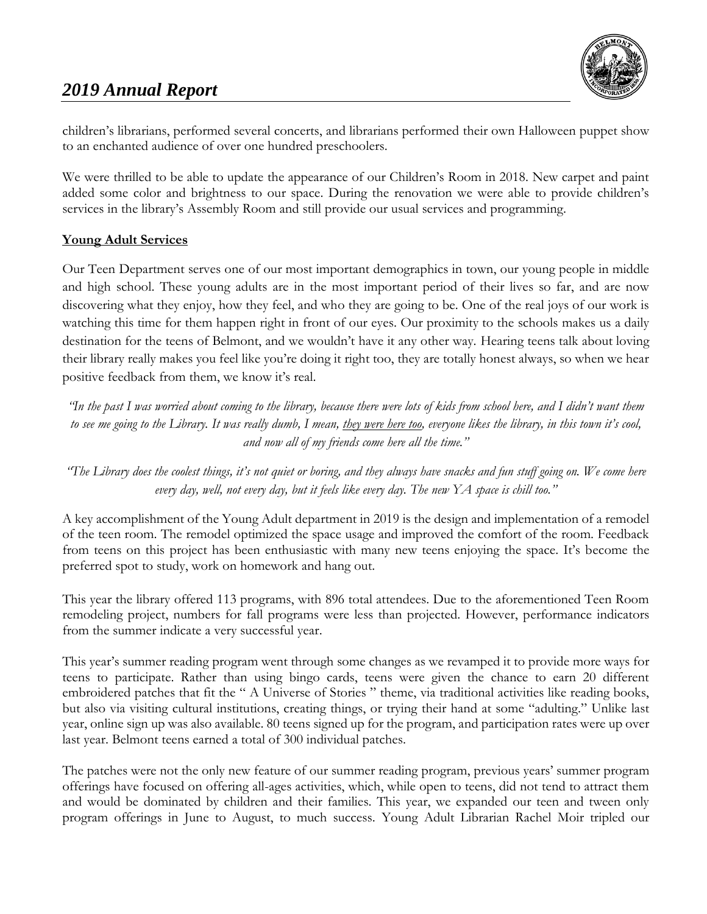children's librarians, performed several concerts, and librarians performed their own Halloween puppet show to an enchanted audience of over one hundred preschoolers.

We were thrilled to be able to update the appearance of our Children's Room in 2018. New carpet and paint added some color and brightness to our space. During the renovation we were able to provide children's services in the library's Assembly Room and still provide our usual services and programming.

**Young Adult Services**

Our Teen Department serves one of our most important demographics in town, our young people in middle and high school. These young adults are in the most important period of their lives so far, and are now discovering what they enjoy, how they feel, and who they are going to be. One of the real joys of our work is watching this time for them happen right in front of our eyes. Our proximity to the schools makes us a daily destination for the teens of Belmont, and we wouldn't have it any other way. Hearing teens talk about loving their library really makes you feel like you're doing it right too, they are totally honest always, so when we hear positive feedback from them, we know it's real.

*"In the past I was worried about coming to the library, because there were lots of kids from school here, and I didn't want them to see me going to the Library. It was really dumb, I mean, they were here too, everyone likes the library, in this town it's cool, and now all of my friends come here all the time."*

*"The Library does the coolest things, it's not quiet or boring, and they always have snacks and fun stuff going on. We come here every day, well, not every day, but it feels like every day. The new YA space is chill too."*

A key accomplishment of the Young Adult department in 2019 is the design and implementation of a remodel of the teen room. The remodel optimized the space usage and improved the comfort of the room. Feedback from teens on this project has been enthusiastic with many new teens enjoying the space. It's become the preferred spot to study, work on homework and hang out.

This year the library offered 113 programs, with 896 total attendees. Due to the aforementioned Teen Room remodeling project, numbers for fall programs were less than projected. However, performance indicators from the summer indicate a very successful year.

This year's summer reading program went through some changes as we revamped it to provide more ways for teens to participate. Rather than using bingo cards, teens were given the chance to earn 20 different embroidered patches that fit the " A Universe of Stories " theme, via traditional activities like reading books, but also via visiting cultural institutions, creating things, or trying their hand at some "adulting." Unlike last year, online sign up was also available. 80 teens signed up for the program, and participation rates were up over last year. Belmont teens earned a total of 300 individual patches.

The patches were not the only new feature of our summer reading program, previous years' summer program offerings have focused on offering all-ages activities, which, while open to teens, did not tend to attract them and would be dominated by children and their families. This year, we expanded our teen and tween only program offerings in June to August, to much success. Young Adult Librarian Rachel Moir tripled our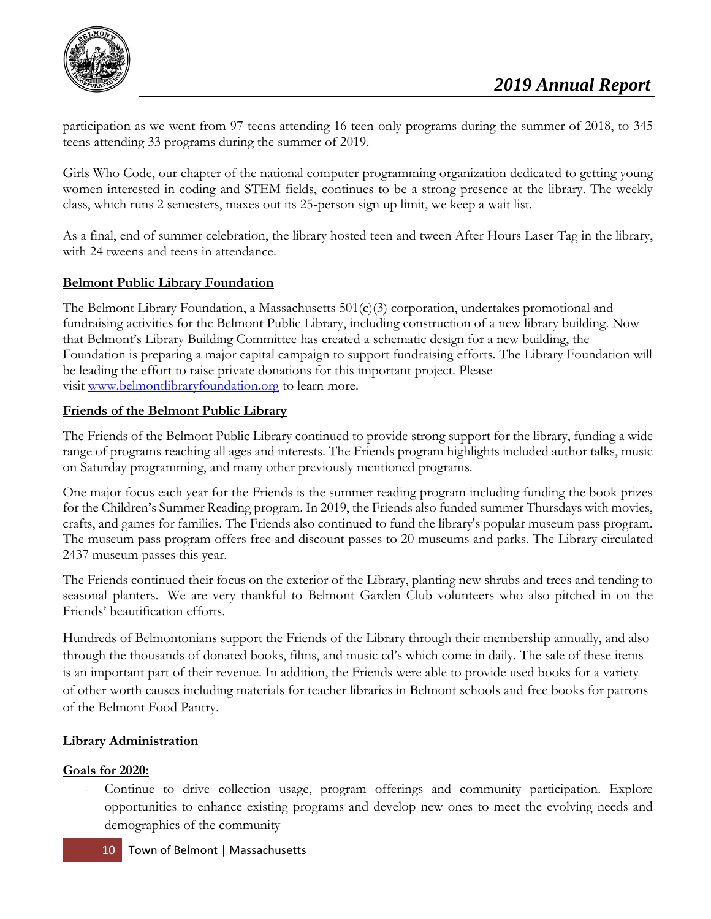participation as we went from 97 teens attending 16 teen-only programs during the summer of 2018, to 345 teens attending 33 programs during the summer of 2019.

Girls Who Code, our chapter of the national computer programming organization dedicated to getting young women interested in coding and STEM fields, continues to be a strong presence at the library. The weekly class, which runs 2 semesters, maxes out its 25-person sign up limit, we keep a wait list.

As a final, end of summer celebration, the library hosted teen and tween After Hours Laser Tag in the library, with 24 tweens and teens in attendance.

**Belmont Public Library Foundation**

The Belmont Library Foundation, a Massachusetts 501(c)(3) corporation, undertakes promotional and fundraising activities for the Belmont Public Library, including construction of a new library building. Now that Belmont's Library Building Committee has created a schematic design for a new building, the Foundation is preparing a major capital campaign to support fundraising efforts. The Library Foundation will be leading the effort to raise private donations for this important project. Please visit [www.belmontlibraryfoundation.org](http://www.belmontlibraryfoundation.org) to learn more.

**Friends of the Belmont Public Library**

The Friends of the Belmont Public Library continued to provide strong support for the library, funding a wide range of programs reaching all ages and interests. The Friends program highlights included author talks, music on Saturday programming, and many other previously mentioned programs.

One major focus each year for the Friends is the summer reading program including funding the book prizes for the Children's Summer Reading program. In 2019, the Friends also funded summer Thursdays with movies, crafts, and games for families. The Friends also continued to fund the library's popular museum pass program. The museum pass program offers free and discount passes to 20 museums and parks. The Library circulated 2437 museum passes this year.

The Friends continued their focus on the exterior of the Library, planting new shrubs and trees and tending to seasonal planters. We are very thankful to Belmont Garden Club volunteers who also pitched in on the Friends' beautification efforts.

Hundreds of Belmontonians support the Friends of the Library through their membership annually, and also through the thousands of donated books, films, and music cd's which come in daily. The sale of these items is an important part of their revenue. In addition, the Friends were able to provide used books for a variety of other worth causes including materials for teacher libraries in Belmont schools and free books for patrons of the Belmont Food Pantry.

**Library Administration**

**Goals for 2020:**

- Continue to drive collection usage, program offerings and community participation. Explore opportunities to enhance existing programs and develop new ones to meet the evolving needs and demographics of the community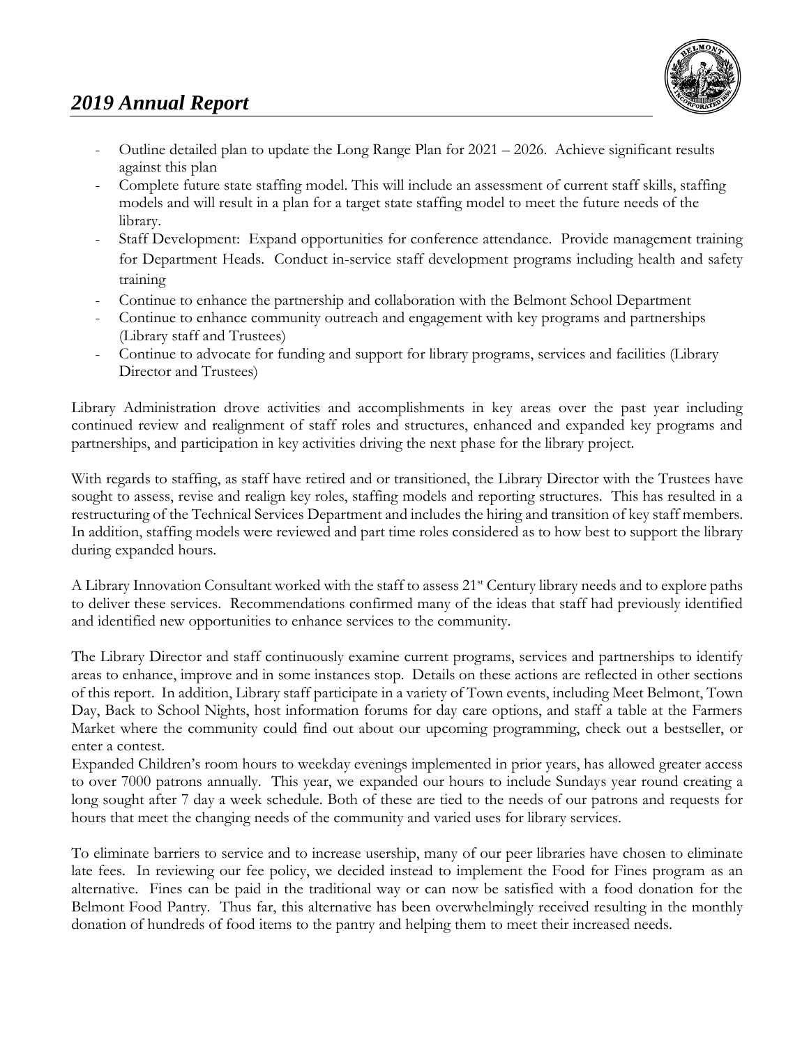- Outline detailed plan to update the Long Range Plan for 2021 – 2026. Achieve significant results against this plan
- Complete future state staffing model. This will include an assessment of current staff skills, staffing models and will result in a plan for a target state staffing model to meet the future needs of the library.
- Staff Development: Expand opportunities for conference attendance. Provide management training for Department Heads. Conduct in-service staff development programs including health and safety training
- Continue to enhance the partnership and collaboration with the Belmont School Department
- Continue to enhance community outreach and engagement with key programs and partnerships (Library staff and Trustees)
- Continue to advocate for funding and support for library programs, services and facilities (Library Director and Trustees)

Library Administration drove activities and accomplishments in key areas over the past year including continued review and realignment of staff roles and structures, enhanced and expanded key programs and partnerships, and participation in key activities driving the next phase for the library project.

With regards to staffing, as staff have retired and or transitioned, the Library Director with the Trustees have sought to assess, revise and realign key roles, staffing models and reporting structures. This has resulted in a restructuring of the Technical Services Department and includes the hiring and transition of key staff members. In addition, staffing models were reviewed and part time roles considered as to how best to support the library during expanded hours.

A Library Innovation Consultant worked with the staff to assess 21st Century library needs and to explore paths to deliver these services. Recommendations confirmed many of the ideas that staff had previously identified and identified new opportunities to enhance services to the community.

The Library Director and staff continuously examine current programs, services and partnerships to identify areas to enhance, improve and in some instances stop. Details on these actions are reflected in other sections of this report. In addition, Library staff participate in a variety of Town events, including Meet Belmont, Town Day, Back to School Nights, host information forums for day care options, and staff a table at the Farmers Market where the community could find out about our upcoming programming, check out a bestseller, or enter a contest.

Expanded Children's room hours to weekday evenings implemented in prior years, has allowed greater access to over 7000 patrons annually. This year, we expanded our hours to include Sundays year round creating a long sought after 7 day a week schedule. Both of these are tied to the needs of our patrons and requests for hours that meet the changing needs of the community and varied uses for library services.

To eliminate barriers to service and to increase usership, many of our peer libraries have chosen to eliminate late fees. In reviewing our fee policy, we decided instead to implement the Food for Fines program as an alternative. Fines can be paid in the traditional way or can now be satisfied with a food donation for the Belmont Food Pantry. Thus far, this alternative has been overwhelmingly received resulting in the monthly donation of hundreds of food items to the pantry and helping them to meet their increased needs.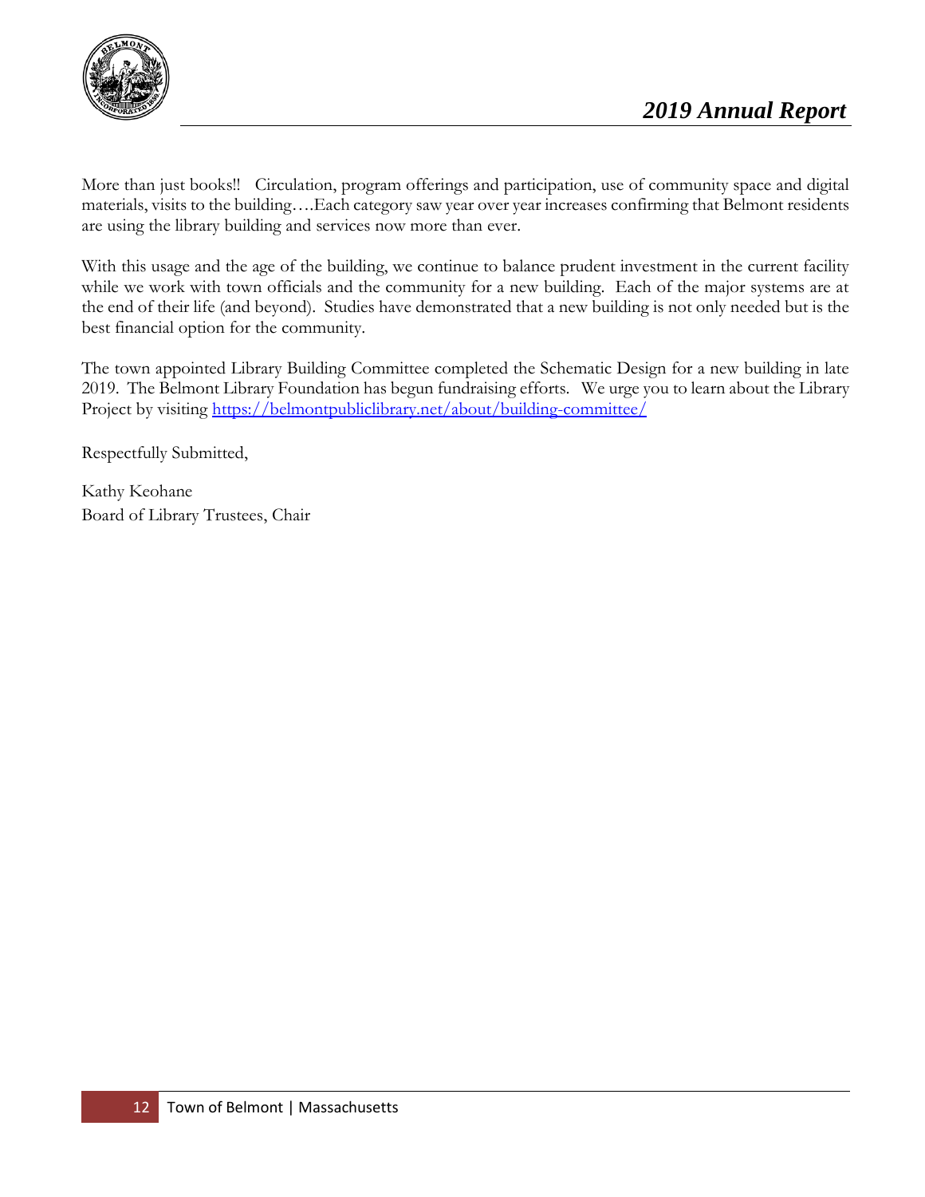More than just books!! Circulation, program offerings and participation, use of community space and digital materials, visits to the building….Each category saw year over year increases confirming that Belmont residents are using the library building and services now more than ever.

With this usage and the age of the building, we continue to balance prudent investment in the current facility while we work with town officials and the community for a new building. Each of the major systems are at the end of their life (and beyond). Studies have demonstrated that a new building is not only needed but is the best financial option for the community.

The town appointed Library Building Committee completed the Schematic Design for a new building in late 2019. The Belmont Library Foundation has begun fundraising efforts. We urge you to learn about the Library Project by visiting https://belmontpubliclibrary.net/about/building-committee/

Respectfully Submitted,

Kathy Keohane
Board of Library Trustees, Chair